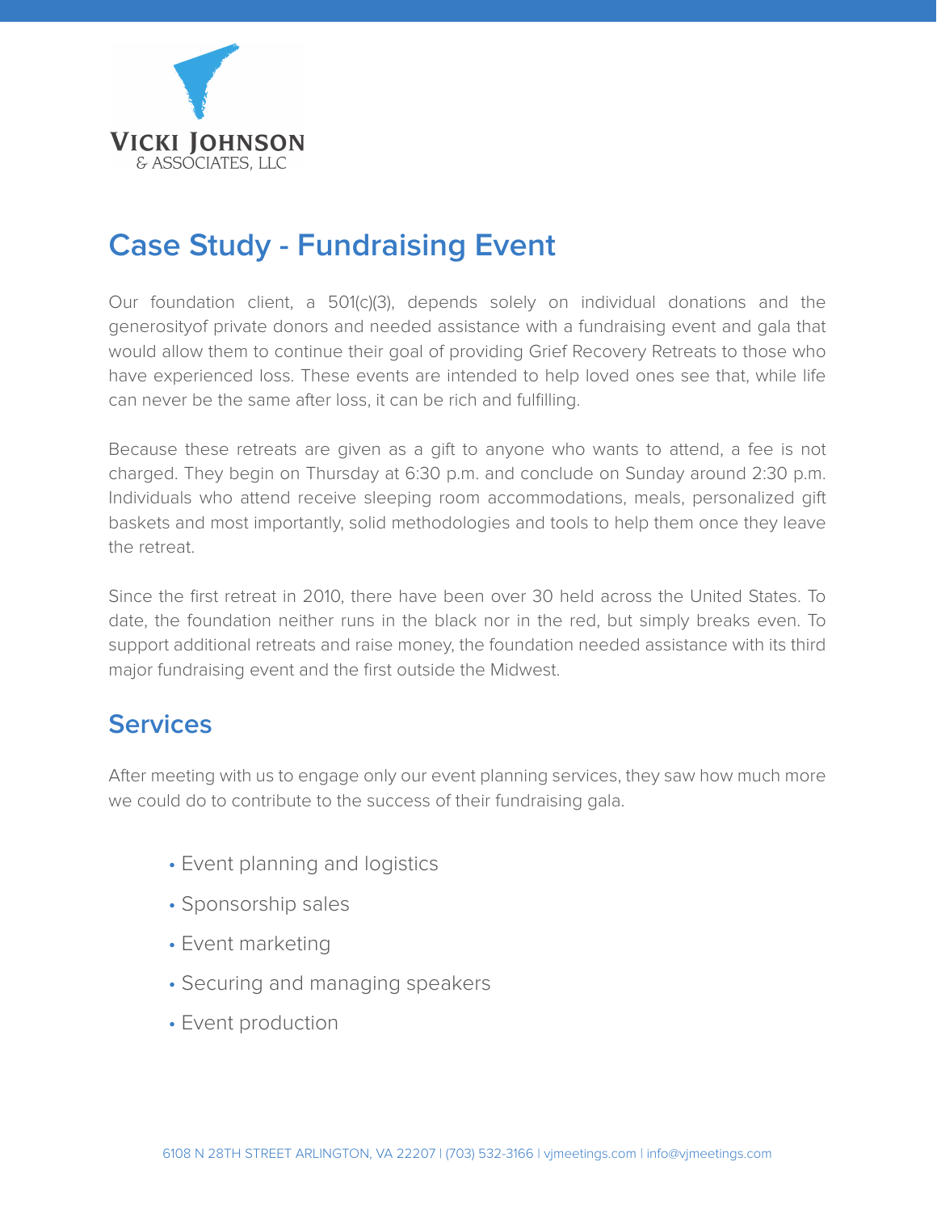VICKI JOHNSON
& ASSOCIATES, LLC

# Case Study - Fundraising Event

Our foundation client, a 501(c)(3), depends solely on individual donations and the generosityof private donors and needed assistance with a fundraising event and gala that would allow them to continue their goal of providing Grief Recovery Retreats to those who have experienced loss. These events are intended to help loved ones see that, while life can never be the same after loss, it can be rich and fulfilling.

Because these retreats are given as a gift to anyone who wants to attend, a fee is not charged. They begin on Thursday at 6:30 p.m. and conclude on Sunday around 2:30 p.m. Individuals who attend receive sleeping room accommodations, meals, personalized gift baskets and most importantly, solid methodologies and tools to help them once they leave the retreat.

Since the first retreat in 2010, there have been over 30 held across the United States. To date, the foundation neither runs in the black nor in the red, but simply breaks even. To support additional retreats and raise money, the foundation needed assistance with its third major fundraising event and the first outside the Midwest.

## Services

After meeting with us to engage only our event planning services, they saw how much more we could do to contribute to the success of their fundraising gala.

- Event planning and logistics
- Sponsorship sales
- Event marketing
- Securing and managing speakers
- Event production

6108 N 28TH STREET ARLINGTON, VA 22207 | (703) 532-3166 | vjmeetings.com | info@vjmeetings.com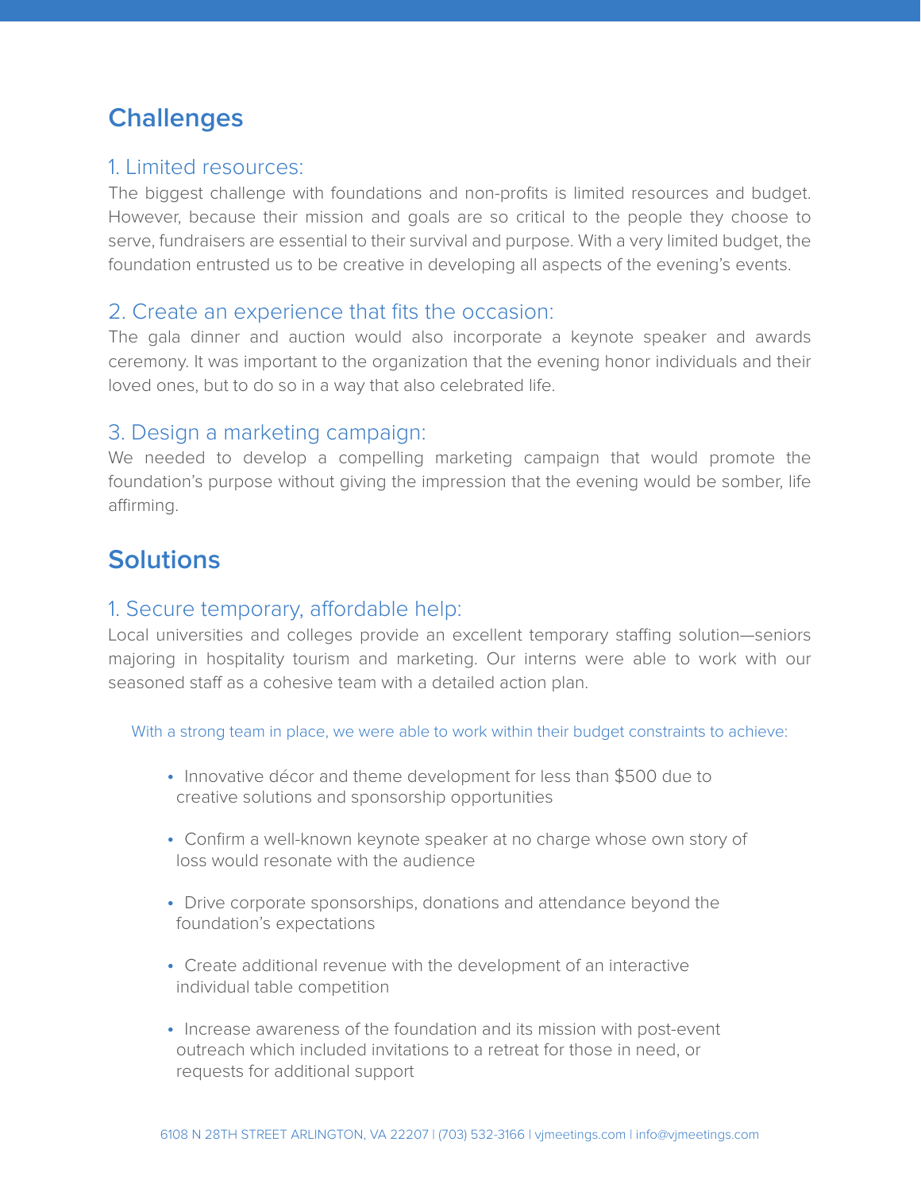## Challenges

### 1. Limited resources:

The biggest challenge with foundations and non-profits is limited resources and budget. However, because their mission and goals are so critical to the people they choose to serve, fundraisers are essential to their survival and purpose. With a very limited budget, the foundation entrusted us to be creative in developing all aspects of the evening's events.

### 2. Create an experience that fits the occasion:

The gala dinner and auction would also incorporate a keynote speaker and awards ceremony. It was important to the organization that the evening honor individuals and their loved ones, but to do so in a way that also celebrated life.

### 3. Design a marketing campaign:

We needed to develop a compelling marketing campaign that would promote the foundation's purpose without giving the impression that the evening would be somber, life affirming.

## Solutions

### 1. Secure temporary, affordable help:

Local universities and colleges provide an excellent temporary staffing solution—seniors majoring in hospitality tourism and marketing. Our interns were able to work with our seasoned staff as a cohesive team with a detailed action plan.

With a strong team in place, we were able to work within their budget constraints to achieve:

- Innovative décor and theme development for less than $500 due to creative solutions and sponsorship opportunities
- Confirm a well-known keynote speaker at no charge whose own story of loss would resonate with the audience
- Drive corporate sponsorships, donations and attendance beyond the foundation's expectations
- Create additional revenue with the development of an interactive individual table competition
- Increase awareness of the foundation and its mission with post-event outreach which included invitations to a retreat for those in need, or requests for additional support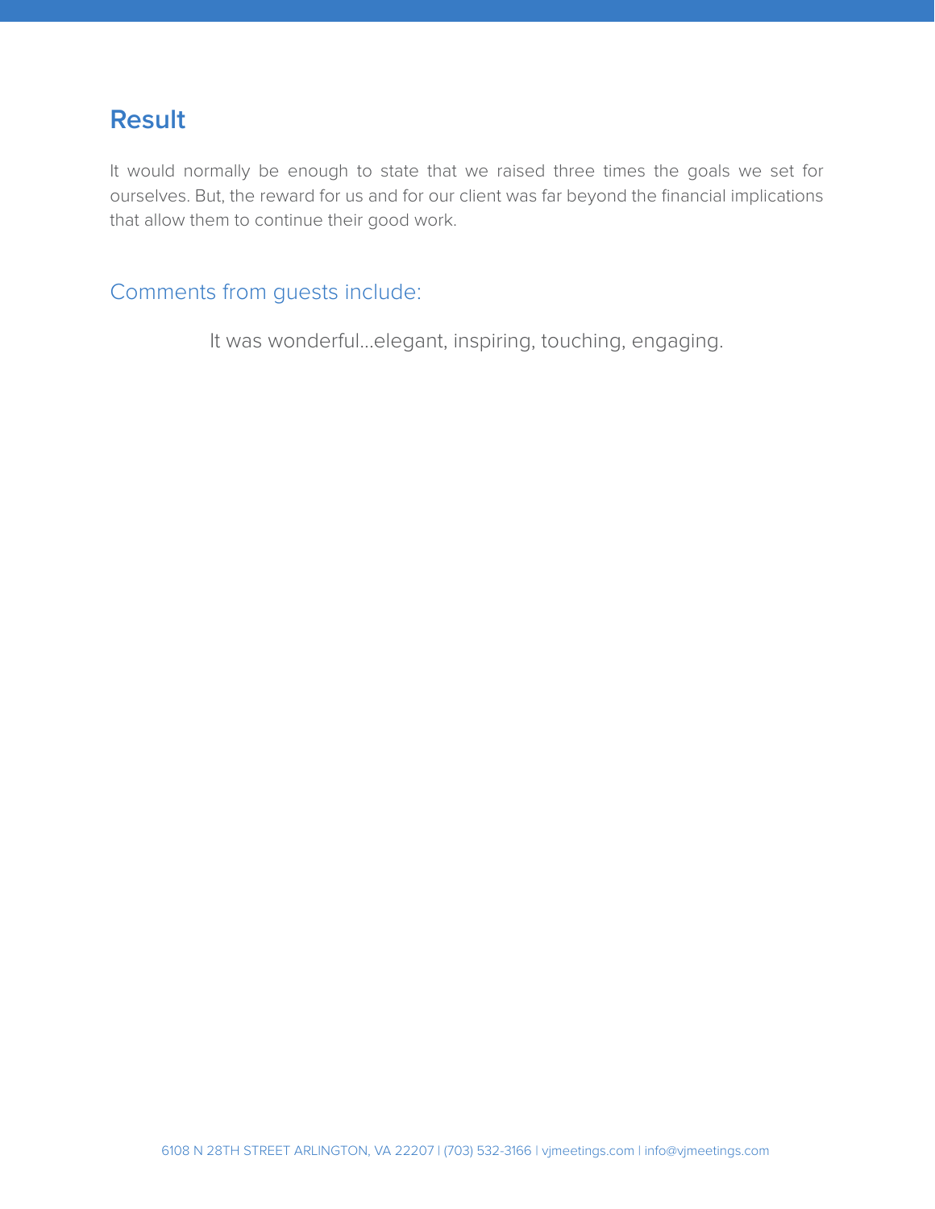## Result

It would normally be enough to state that we raised three times the goals we set for ourselves. But, the reward for us and for our client was far beyond the financial implications that allow them to continue their good work.

### Comments from guests include:

> It was wonderful...elegant, inspiring, touching, engaging.

6108 N 28TH STREET ARLINGTON, VA 22207 | (703) 532-3166 | vjmeetings.com | info@vjmeetings.com